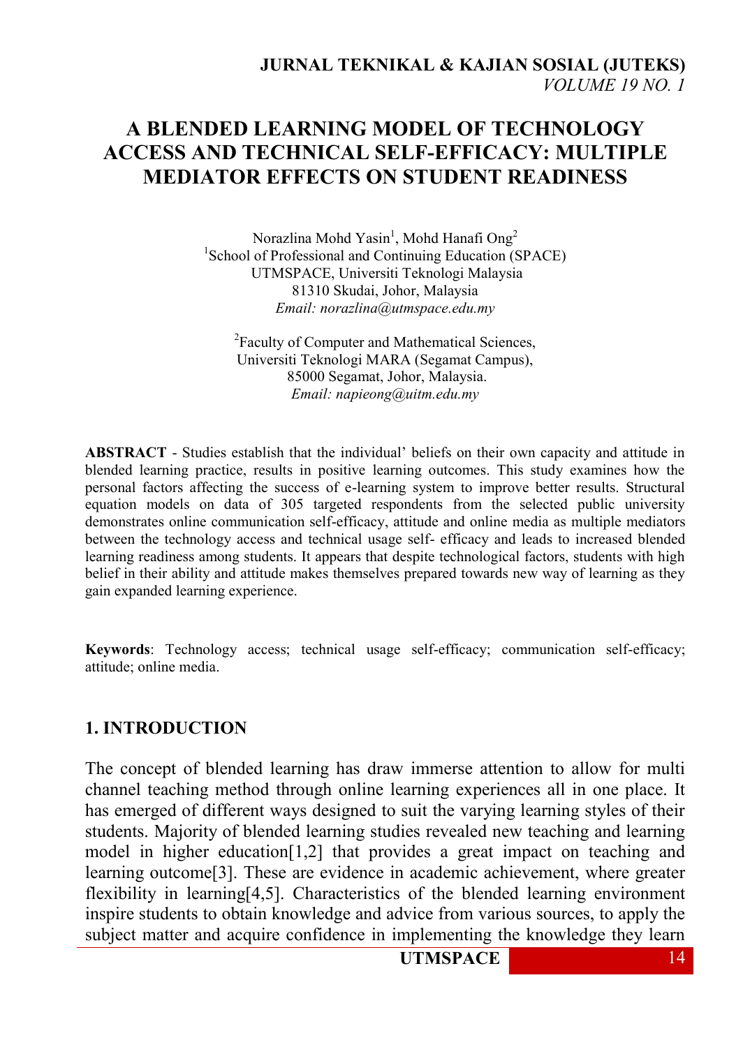# A BLENDED LEARNING MODEL OF TECHNOLOGY ACCESS AND TECHNICAL SELF-EFFICACY: MULTIPLE MEDIATOR EFFECTS ON STUDENT READINESS

Norazlina Mohd Yasin[1], Mohd Hanafi Ong[2]

[1]School of Professional and Continuing Education (SPACE)
UTMSPACE, Universiti Teknologi Malaysia
81310 Skudai, Johor, Malaysia
*Email: norazlina@utmspace.edu.my*

[2]Faculty of Computer and Mathematical Sciences,
Universiti Teknologi MARA (Segamat Campus),
85000 Segamat, Johor, Malaysia.
*Email: napieong@uitm.edu.my*

**ABSTRACT** - Studies establish that the individual' beliefs on their own capacity and attitude in blended learning practice, results in positive learning outcomes. This study examines how the personal factors affecting the success of e-learning system to improve better results. Structural equation models on data of 305 targeted respondents from the selected public university demonstrates online communication self-efficacy, attitude and online media as multiple mediators between the technology access and technical usage self- efficacy and leads to increased blended learning readiness among students. It appears that despite technological factors, students with high belief in their ability and attitude makes themselves prepared towards new way of learning as they gain expanded learning experience.

**Keywords**: Technology access; technical usage self-efficacy; communication self-efficacy; attitude; online media.

## 1. INTRODUCTION

The concept of blended learning has draw immerse attention to allow for multi channel teaching method through online learning experiences all in one place. It has emerged of different ways designed to suit the varying learning styles of their students. Majority of blended learning studies revealed new teaching and learning model in higher education[1,2] that provides a great impact on teaching and learning outcome[3]. These are evidence in academic achievement, where greater flexibility in learning[4,5]. Characteristics of the blended learning environment inspire students to obtain knowledge and advice from various sources, to apply the subject matter and acquire confidence in implementing the knowledge they learn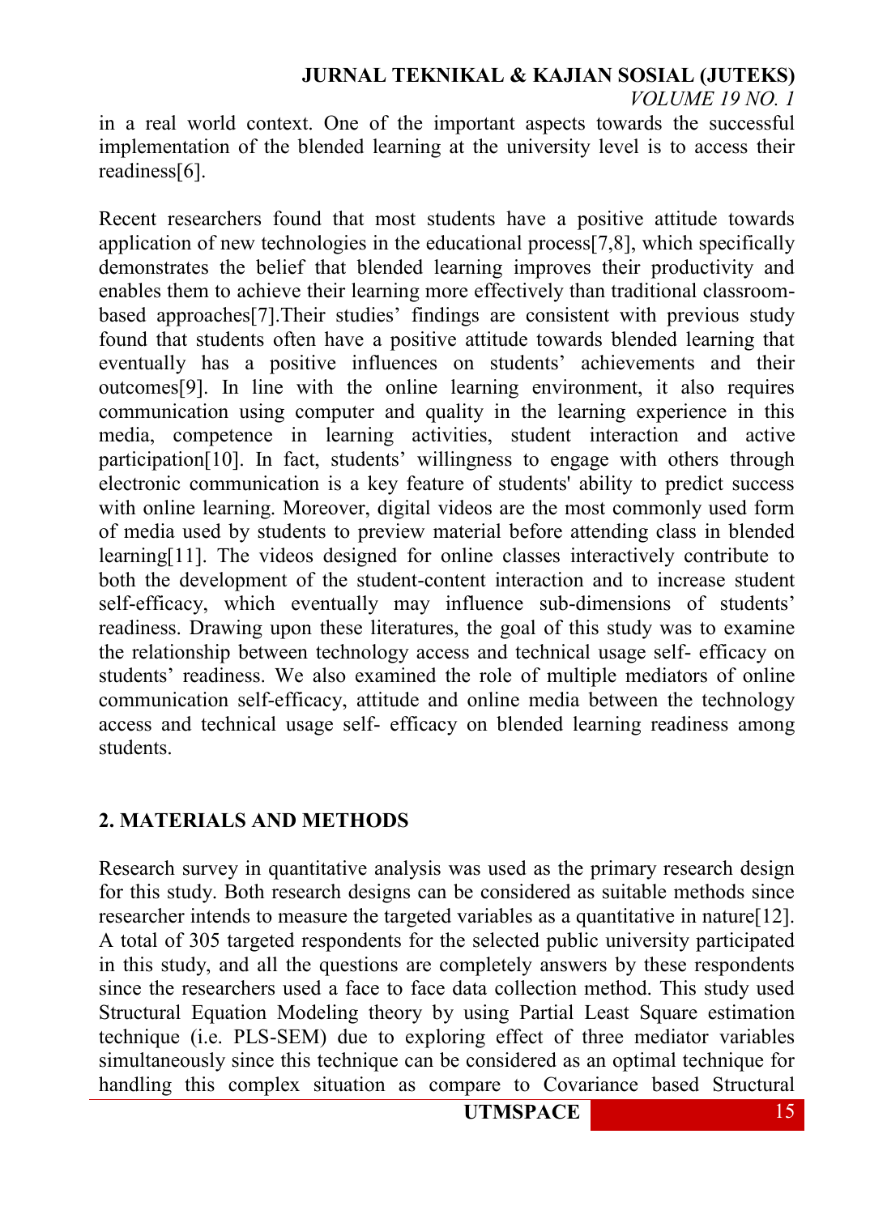in a real world context. One of the important aspects towards the successful implementation of the blended learning at the university level is to access their readiness[6].

Recent researchers found that most students have a positive attitude towards application of new technologies in the educational process[7,8], which specifically demonstrates the belief that blended learning improves their productivity and enables them to achieve their learning more effectively than traditional classroom-based approaches[7].Their studies' findings are consistent with previous study found that students often have a positive attitude towards blended learning that eventually has a positive influences on students' achievements and their outcomes[9]. In line with the online learning environment, it also requires communication using computer and quality in the learning experience in this media, competence in learning activities, student interaction and active participation[10]. In fact, students' willingness to engage with others through electronic communication is a key feature of students' ability to predict success with online learning. Moreover, digital videos are the most commonly used form of media used by students to preview material before attending class in blended learning[11]. The videos designed for online classes interactively contribute to both the development of the student-content interaction and to increase student self-efficacy, which eventually may influence sub-dimensions of students' readiness. Drawing upon these literatures, the goal of this study was to examine the relationship between technology access and technical usage self- efficacy on students' readiness. We also examined the role of multiple mediators of online communication self-efficacy, attitude and online media between the technology access and technical usage self- efficacy on blended learning readiness among students.

## 2. MATERIALS AND METHODS

Research survey in quantitative analysis was used as the primary research design for this study. Both research designs can be considered as suitable methods since researcher intends to measure the targeted variables as a quantitative in nature[12]. A total of 305 targeted respondents for the selected public university participated in this study, and all the questions are completely answers by these respondents since the researchers used a face to face data collection method. This study used Structural Equation Modeling theory by using Partial Least Square estimation technique (i.e. PLS-SEM) due to exploring effect of three mediator variables simultaneously since this technique can be considered as an optimal technique for handling this complex situation as compare to Covariance based Structural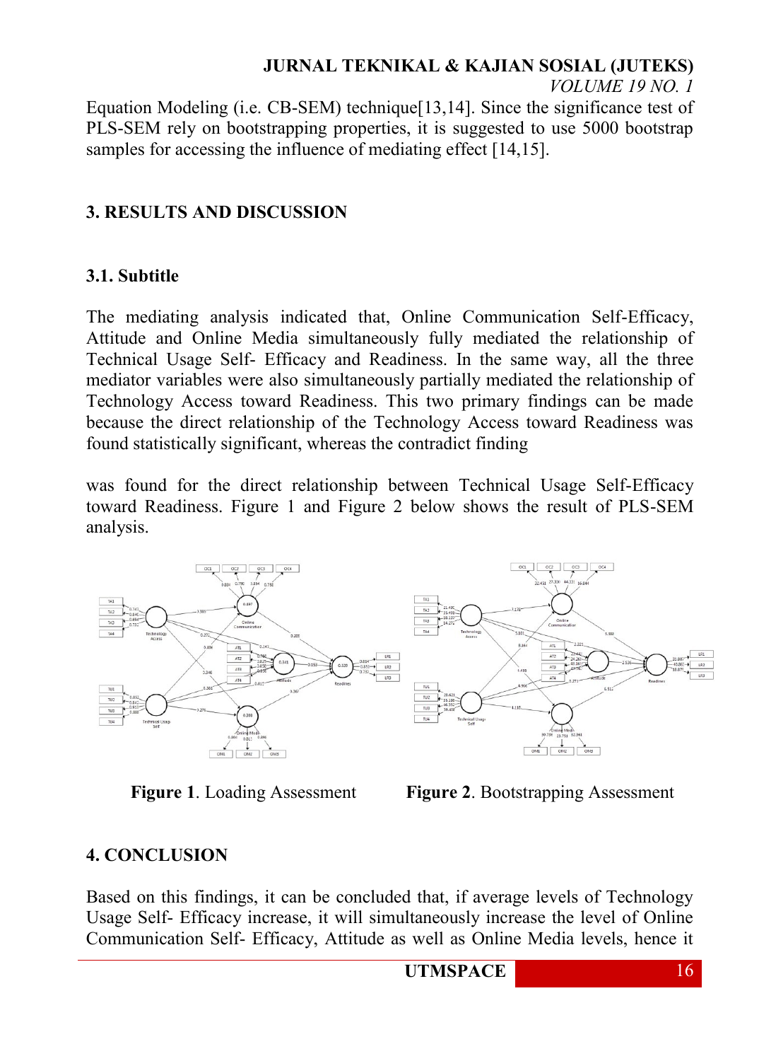Equation Modeling (i.e. CB-SEM) technique[13,14]. Since the significance test of PLS-SEM rely on bootstrapping properties, it is suggested to use 5000 bootstrap samples for accessing the influence of mediating effect [14,15].

## 3. RESULTS AND DISCUSSION

### 3.1. Subtitle

The mediating analysis indicated that, Online Communication Self-Efficacy, Attitude and Online Media simultaneously fully mediated the relationship of Technical Usage Self- Efficacy and Readiness. In the same way, all the three mediator variables were also simultaneously partially mediated the relationship of Technology Access toward Readiness. This two primary findings can be made because the direct relationship of the Technology Access toward Readiness was found statistically significant, whereas the contradict finding

was found for the direct relationship between Technical Usage Self-Efficacy toward Readiness. Figure 1 and Figure 2 below shows the result of PLS-SEM analysis.

**Figure 1**. Loading Assessment

**Figure 2**. Bootstrapping Assessment

## 4. CONCLUSION

Based on this findings, it can be concluded that, if average levels of Technology Usage Self- Efficacy increase, it will simultaneously increase the level of Online Communication Self- Efficacy, Attitude as well as Online Media levels, hence it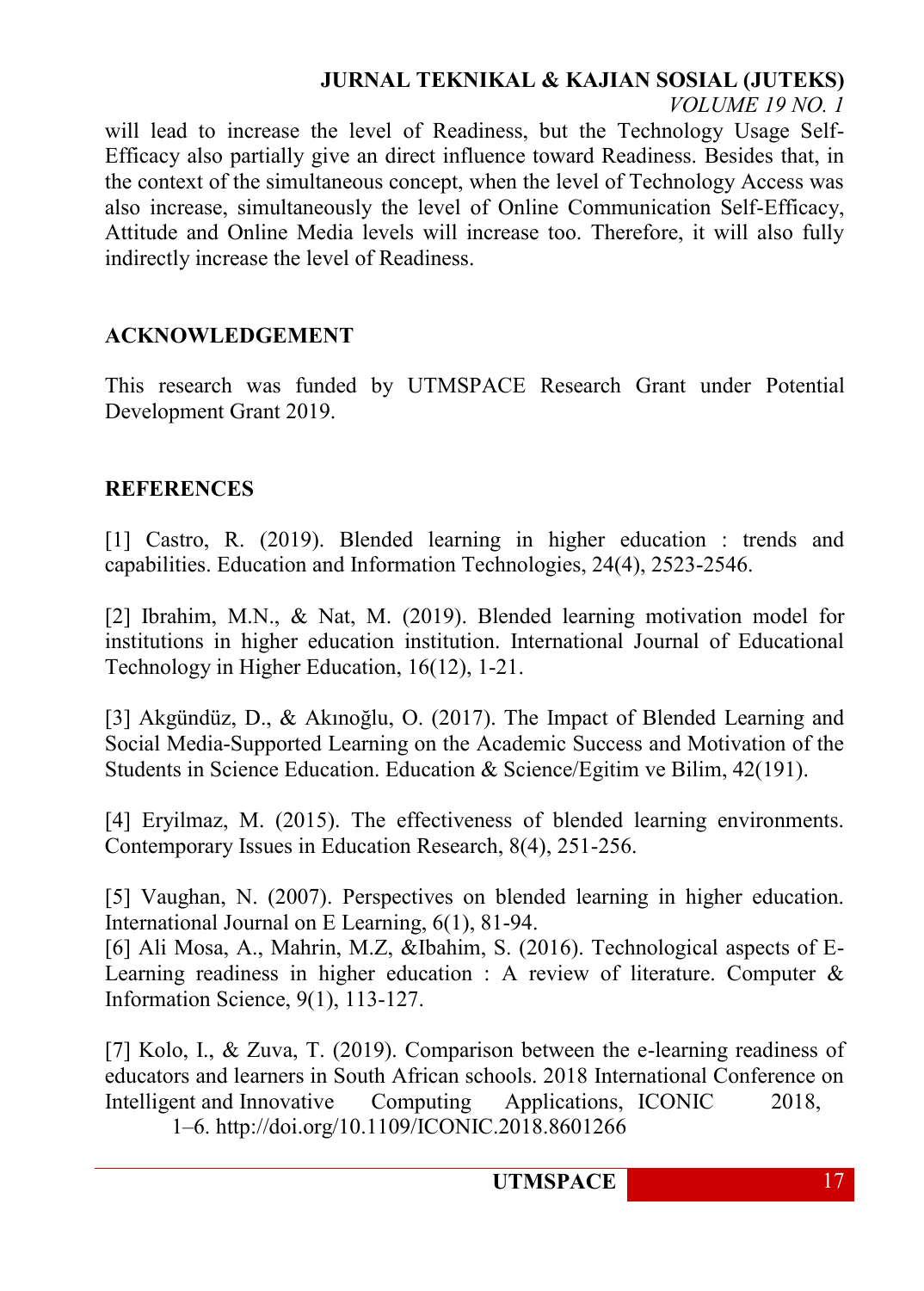will lead to increase the level of Readiness, but the Technology Usage Self-Efficacy also partially give an direct influence toward Readiness. Besides that, in the context of the simultaneous concept, when the level of Technology Access was also increase, simultaneously the level of Online Communication Self-Efficacy, Attitude and Online Media levels will increase too. Therefore, it will also fully indirectly increase the level of Readiness.

## ACKNOWLEDGEMENT

This research was funded by UTMSPACE Research Grant under Potential Development Grant 2019.

## REFERENCES

[1] Castro, R. (2019). Blended learning in higher education : trends and capabilities. Education and Information Technologies, 24(4), 2523-2546.

[2] Ibrahim, M.N., & Nat, M. (2019). Blended learning motivation model for institutions in higher education institution. International Journal of Educational Technology in Higher Education, 16(12), 1-21.

[3] Akgündüz, D., & Akınoğlu, O. (2017). The Impact of Blended Learning and Social Media-Supported Learning on the Academic Success and Motivation of the Students in Science Education. Education & Science/Egitim ve Bilim, 42(191).

[4] Eryilmaz, M. (2015). The effectiveness of blended learning environments. Contemporary Issues in Education Research, 8(4), 251-256.

[5] Vaughan, N. (2007). Perspectives on blended learning in higher education. International Journal on E Learning, 6(1), 81-94.

[6] Ali Mosa, A., Mahrin, M.Z, &Ibahim, S. (2016). Technological aspects of E-Learning readiness in higher education : A review of literature. Computer & Information Science, 9(1), 113-127.

[7] Kolo, I., & Zuva, T. (2019). Comparison between the e-learning readiness of educators and learners in South African schools. 2018 International Conference on Intelligent and Innovative Computing Applications, ICONIC 2018, 1–6. http://doi.org/10.1109/ICONIC.2018.8601266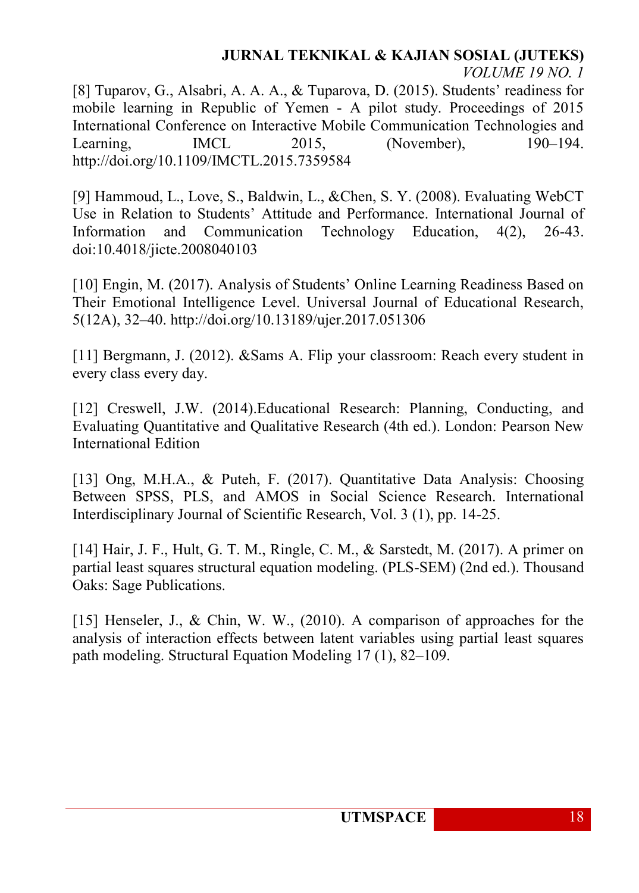[8] Tuparov, G., Alsabri, A. A. A., & Tuparova, D. (2015). Students' readiness for mobile learning in Republic of Yemen - A pilot study. Proceedings of 2015 International Conference on Interactive Mobile Communication Technologies and Learning, IMCL 2015, (November), 190–194. http://doi.org/10.1109/IMCTL.2015.7359584

[9] Hammoud, L., Love, S., Baldwin, L., &Chen, S. Y. (2008). Evaluating WebCT Use in Relation to Students' Attitude and Performance. International Journal of Information and Communication Technology Education, 4(2), 26-43. doi:10.4018/jicte.2008040103

[10] Engin, M. (2017). Analysis of Students' Online Learning Readiness Based on Their Emotional Intelligence Level. Universal Journal of Educational Research, 5(12A), 32–40. http://doi.org/10.13189/ujer.2017.051306

[11] Bergmann, J. (2012). &Sams A. Flip your classroom: Reach every student in every class every day.

[12] Creswell, J.W. (2014).Educational Research: Planning, Conducting, and Evaluating Quantitative and Qualitative Research (4th ed.). London: Pearson New International Edition

[13] Ong, M.H.A., & Puteh, F. (2017). Quantitative Data Analysis: Choosing Between SPSS, PLS, and AMOS in Social Science Research. International Interdisciplinary Journal of Scientific Research, Vol. 3 (1), pp. 14-25.

[14] Hair, J. F., Hult, G. T. M., Ringle, C. M., & Sarstedt, M. (2017). A primer on partial least squares structural equation modeling. (PLS-SEM) (2nd ed.). Thousand Oaks: Sage Publications.

[15] Henseler, J., & Chin, W. W., (2010). A comparison of approaches for the analysis of interaction effects between latent variables using partial least squares path modeling. Structural Equation Modeling 17 (1), 82–109.